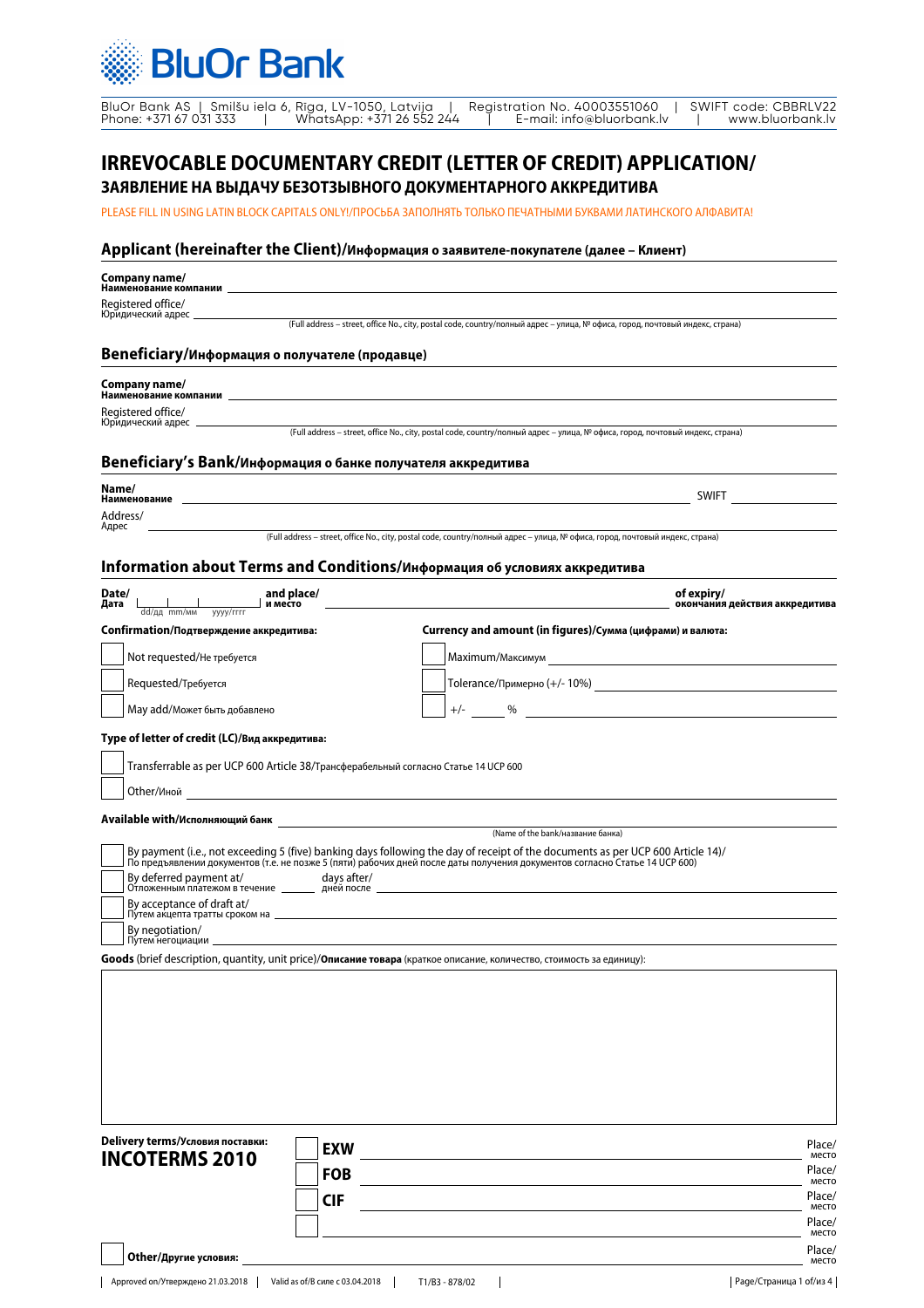BluOr Bank

BluOr Bank AS | Smilšu iela 6, Riga, LV-1050, Latvija | Registration No. 40003551060 | SWIFT code: CBBRLV22
Phone: +371 67 031 333 | WhatsApp: +371 26 552 244 | E-mail: info@bluorbank.lv | www.bluorbank.lv

# IRREVOCABLE DOCUMENTARY CREDIT (LETTER OF CREDIT) APPLICATION/
## ЗАЯВЛЕНИЕ НА ВЫДАЧУ БЕЗОТЗЫВНОГО ДОКУМЕНТАРНОГО АККРЕДИТИВА

PLEASE FILL IN USING LATIN BLOCK CAPITALS ONLY!/ПРОСЬБА ЗАПОЛНЯТЬ ТОЛЬКО ПЕЧАТНЫМИ БУКВАМИ ЛАТИНСКОГО АЛФАВИТА!

## Applicant (hereinafter the Client)/Информация о заявителе-покупателе (далее – Клиент)

**Company name/ Наименование компании** ______________________

Registered office/ Юридический адрес ______________________
(Full address – street, office No., city, postal code, country/полный адрес – улица, № офиса, город, почтовый индекс, страна)

## Beneficiary/Информация о получателе (продавце)

**Company name/ Наименование компании** ______________________

Registered office/ Юридический адрес ______________________
(Full address – street, office No., city, postal code, country/полный адрес – улица, № офиса, город, почтовый индекс, страна)

## Beneficiary's Bank/Информация о банке получателя аккредитива

**Name/ Наименование** ______________________ SWIFT ____________

Address/ Адрес ______________________
(Full address – street, office No., city, postal code, country/полный адрес – улица, № офиса, город, почтовый индекс, страна)

## Information about Terms and Conditions/Информация об условиях аккредитива

**Date/ Дата** ___ dd/дд ___ mm/мм ___ yyyy/гггг **and place/ и место** ______________________ **of expiry/ окончания действия аккредитива**

**Confirmation/Подтверждение аккредитива:**

- ☐ Not requested/Не требуется
- ☐ Requested/Требуется
- ☐ May add/Может быть добавлено

**Currency and amount (in figures)/Сумма (цифрами) и валюта:**

- ☐ Maximum/Максимум ______________________
- ☐ Tolerance/Примерно (+/- 10%) ______________________
- ☐ +/- ____ % ______________________

**Type of letter of credit (LC)/Вид аккредитива:**

- ☐ Transferrable as per UCP 600 Article 38/Трансферабельный согласно Статье 14 UCP 600
- ☐ Other/Иной ______________________

**Available with/Исполняющий банк** ______________________
(Name of the bank/название банка)

- ☐ By payment (i.e., not exceeding 5 (five) banking days following the day of receipt of the documents as per UCP 600 Article 14)/ По предъявлении документов (т.е. не позже 5 (пяти) рабочих дней после даты получения документов согласно Статье 14 UCP 600)
- ☐ By deferred payment at/ Отложенным платежом в течение ______ days after/ дней после ______________________
- ☐ By acceptance of draft at/ Путем акцепта тратты сроком на ______________________
- ☐ By negotiation/ Путем негоциации ______________________

**Goods** (brief description, quantity, unit price)/**Описание товара** (краткое описание, количество, стоимость за единицу):

______________________

**Delivery terms/Условия поставки:**
**INCOTERMS 2010**

- ☐ **EXW** ______________________ Place/ место
- ☐ **FOB** ______________________ Place/ место
- ☐ **CIF** ______________________ Place/ место
- ☐ ______________________ Place/ место

☐ **Other/Другие условия:** ______________________ Place/ место

Approved on/Утверждено 21.03.2018 | Valid as of/В силе с 03.04.2018 | T1/B3 - 878/02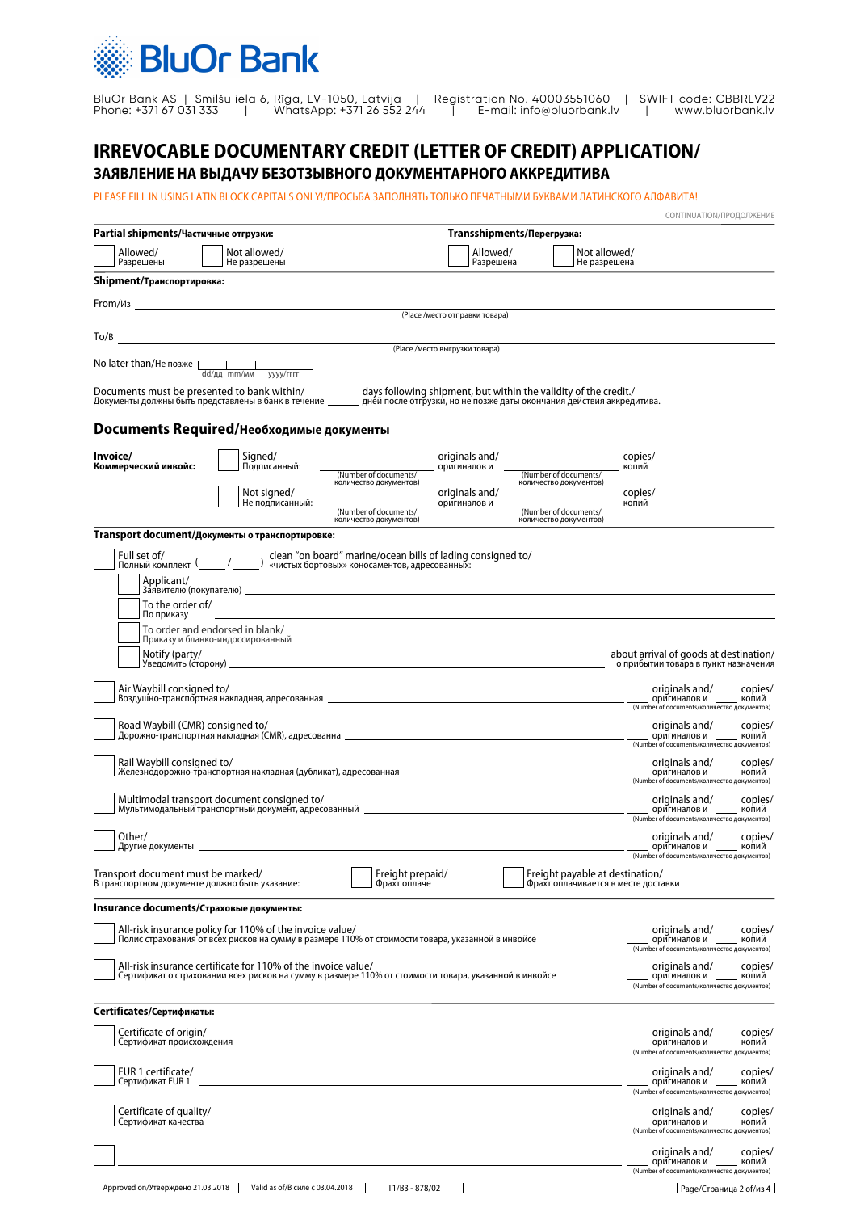BluOr Bank

BluOr Bank AS | Smilšu iela 6, Riga, LV-1050, Latvija | Registration No. 40003551060 | SWIFT code: CBBRLV22
Phone: +371 67 031 333 | WhatsApp: +371 26 552 244 | E-mail: info@bluorbank.lv | www.bluorbank.lv

# IRREVOCABLE DOCUMENTARY CREDIT (LETTER OF CREDIT) APPLICATION/
## ЗАЯВЛЕНИЕ НА ВЫДАЧУ БЕЗОТЗЫВНОГО ДОКУМЕНТАРНОГО АККРЕДИТИВА

PLEASE FILL IN USING LATIN BLOCK CAPITALS ONLY!/ПРОСЬБА ЗАПОЛНЯТЬ ТОЛЬКО ПЕЧАТНЫМИ БУКВАМИ ЛАТИНСКОГО АЛФАВИТА!

CONTINUATION/ПРОДОЛЖЕНИЕ

**Partial shipments/Частичные отгрузки:**

☐ Allowed/ Разрешены ☐ Not allowed/ Не разрешены

**Transshipments/Перегрузка:**

☐ Allowed/ Разрешена ☐ Not allowed/ Не разрешена

**Shipment/Транспортировка:**

From/Из ______________________________
(Place /место отправки товара)

To/В ______________________________
(Place /место выгрузки товара)

No later than/Не позже ____ (dd/дд mm/мм yyyy/гггг)

Documents must be presented to bank within/ Документы должны быть представлены в банк в течение ______ days following shipment, but within the validity of the credit./ дней после отгрузки, но не позже даты окончания действия аккредитива.

## Documents Required/Необходимые документы

**Invoice/ Коммерческий инвойс:**

☐ Signed/ Подписанный: ______ (Number of documents/ количество документов) originals and/ оригиналов и ______ (Number of documents/ количество документов) copies/ копий

☐ Not signed/ Не подписанный: ______ (Number of documents/ количество документов) originals and/ оригиналов и ______ (Number of documents/ количество документов) copies/ копий

**Transport document/Документы о транспортировке:**

☐ Full set of/ Полный комплект ( ____ / ____ ) clean "on board" marine/ocean bills of lading consigned to/ «чистых бортовых» коносаментов, адресованных:

☐ Applicant/ Заявителю (покупателю) ______________________________

☐ To the order of/ По приказу ______________________________

☐ To order and endorsed in blank/ Приказу и бланко-индоссированный

☐ Notify (party)/ Уведомить (сторону) ______________________________ about arrival of goods at destination/ о прибытии товара в пункт назначения

☐ Air Waybill consigned to/ Воздушно-транспортная накладная, адресованная ______________________________ ____ originals and/ оригиналов и ____ copies/ копий (Number of documents/количество документов)

☐ Road Waybill (CMR) consigned to/ Дорожно-транспортная накладная (CMR), адресованна ______________________________ ____ originals and/ оригиналов и ____ copies/ копий (Number of documents/количество документов)

☐ Rail Waybill consigned to/ Железнодорожно-транспортная накладная (дубликат), адресованная ______________________________ ____ originals and/ оригиналов и ____ copies/ копий (Number of documents/количество документов)

☐ Multimodal transport document consigned to/ Мультимодальный транспортный документ, адресованный ______________________________ ____ originals and/ оригиналов и ____ copies/ копий (Number of documents/количество документов)

☐ Other/ Другие документы ______________________________ ____ originals and/ оригиналов и ____ copies/ копий (Number of documents/количество документов)

Transport document must be marked/ В транспортном документе должно быть указание: ☐ Freight prepaid/ Фрахт оплаче ☐ Freight payable at destination/ Фрахт оплачивается в месте доставки

**Insurance documents/Страховые документы:**

☐ All-risk insurance policy for 110% of the invoice value/ Полис страхования от всех рисков на сумму в размере 110% от стоимости товара, указанной в инвойсе ____ originals and/ оригиналов и ____ copies/ копий (Number of documents/количество документов)

☐ All-risk insurance certificate for 110% of the invoice value/ Сертификат о страховании всех рисков на сумму в размере 110% от стоимости товара, указанной в инвойсе ____ originals and/ оригиналов и ____ copies/ копий (Number of documents/количество документов)

**Certificates/Сертификаты:**

☐ Certificate of origin/ Сертификат происхождения ______________________________ ____ originals and/ оригиналов и ____ copies/ копий (Number of documents/количество документов)

☐ EUR 1 certificate/ Сертификат EUR 1 ______________________________ ____ originals and/ оригиналов и ____ copies/ копий (Number of documents/количество документов)

☐ Certificate of quality/ Сертификат качества ______________________________ ____ originals and/ оригиналов и ____ copies/ копий (Number of documents/количество документов)

☐ ______________________________ ____ originals and/ оригиналов и ____ copies/ копий (Number of documents/количество документов)

Approved on/Утверждено 21.03.2018 | Valid as of/В силе с 03.04.2018 | T1/B3 - 878/02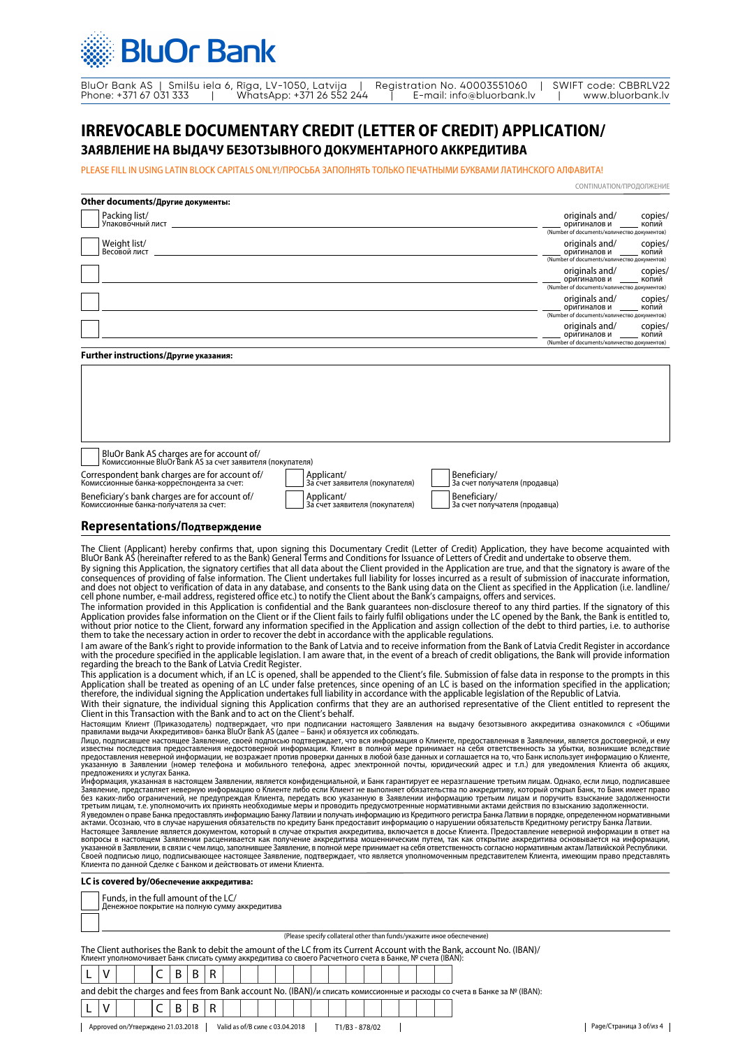**BluOr Bank**

BluOr Bank AS | Smilšu iela 6, Riga, LV-1050, Latvija | Registration No. 40003551060 | SWIFT code: CBBRLV22
Phone: +371 67 031 333 | WhatsApp: +371 26 552 244 | E-mail: info@bluorbank.lv | www.bluorbank.lv

# IRREVOCABLE DOCUMENTARY CREDIT (LETTER OF CREDIT) APPLICATION/
## ЗАЯВЛЕНИЕ НА ВЫДАЧУ БЕЗОТЗЫВНОГО ДОКУМЕНТАРНОГО АККРЕДИТИВА

PLEASE FILL IN USING LATIN BLOCK CAPITALS ONLY!/ПРОСЬБА ЗАПОЛНЯТЬ ТОЛЬКО ПЕЧАТНЫМИ БУКВАМИ ЛАТИНСКОГО АЛФАВИТА!

CONTINUATION/ПРОДОЛЖЕНИЕ

**Other documents/Другие документы:**

| | Document | Number of documents/количество документов |
|---|---|---|
| ☐ | Packing list/ Упаковочный лист ______ | ____ originals and/ оригиналов и ____ copies/ копий |
| ☐ | Weight list/ Весовой лист ______ | ____ originals and/ оригиналов и ____ copies/ копий |
| ☐ | ______ | ____ originals and/ оригиналов и ____ copies/ копий |
| ☐ | ______ | ____ originals and/ оригиналов и ____ copies/ копий |
| ☐ | ______ | ____ originals and/ оригиналов и ____ copies/ копий |

**Further instructions/Другие указания:**

______

☐ BluOr Bank AS charges are for account of/ Комиссионные BluOr Bank AS за счет заявителя (покупателя)

| | | |
|---|---|---|
| Correspondent bank charges are for account of/ Комиссионные банка-корреспондента за счет: | ☐ Applicant/ За счет заявителя (покупателя) | ☐ Beneficiary/ За счет получателя (продавца) |
| Beneficiary's bank charges are for account of/ Комиссионные банка-получателя за счет: | ☐ Applicant/ За счет заявителя (покупателя) | ☐ Beneficiary/ За счет получателя (продавца) |

## Representations/Подтверждение

The Client (Applicant) hereby confirms that, upon signing this Documentary Credit (Letter of Credit) Application, they have become acquainted with BluOr Bank AS (hereinafter refered to as the Bank) General Terms and Conditions for Issuance of Letters of Credit and undertake to observe them.

By signing this Application, the signatory certifies that all data about the Client provided in the Application are true, and that the signatory is aware of the consequences of providing of false information. The Client undertakes full liability for losses incurred as a result of submission of inaccurate information, and does not object to verification of data in any database, and consents to the Bank using data on the Client as specified in the Application (i.e. landline/ cell phone number, e-mail address, registered office etc.) to notify the Client about the Bank's campaigns, offers and services.

The information provided in this Application is confidential and the Bank guarantees non-disclosure thereof to any third parties. If the signatory of this Application provides false information on the Client or if the Client fails to fairly fulfil obligations under the LC opened by the Bank, the Bank is entitled to, without prior notice to the Client, forward any information specified in the Application and assign collection of the debt to third parties, i.e. to authorise them to take the necessary action in order to recover the debt in accordance with the applicable regulations.

I am aware of the Bank's right to provide information to the Bank of Latvia and to receive information from the Bank of Latvia Credit Register in accordance with the procedure specified in the applicable legislation. I am aware that, in the event of a breach of credit obligations, the Bank will provide information regarding the breach to the Bank of Latvia Credit Register.

This application is a document which, if an LC is opened, shall be appended to the Client's file. Submission of false data in response to the prompts in this Application shall be treated as opening of an LC under false pretences, since opening of an LC is based on the information specified in the application; therefore, the individual signing the Application undertakes full liability in accordance with the applicable legislation of the Republic of Latvia.

With their signature, the individual signing this Application confirms that they are an authorised representative of the Client entitled to represent the Client in this Transaction with the Bank and to act on the Client's behalf.

Настоящим Клиент (Приказодатель) подтверждает, что при подписании настоящего Заявления на выдачу безотзывного аккредитива ознакомился с «Общими правилами выдачи Аккредитивов» банка BluOr Bank AS (далее – Банк) и обязуется их соблюдать.

Лицо, подписавшее настоящее Заявление, своей подписью подтверждает, что вся информация о Клиенте, предоставленная в Заявлении, является достоверной, и ему известны последствия предоставления недостоверной информации. Клиент в полной мере принимает на себя ответственность за убытки, возникшие вследствие предоставления неверной информации, не возражает против проверки данных в любой базе данных и соглашается на то, что Банк использует информацию о Клиенте, указанную в Заявлении (номер телефона и мобильного телефона, адрес электронной почты, юридический адрес и т.п.) для уведомления Клиента об акциях, предложениях и услугах Банка.

Информация, указанная в настоящем Заявлении, является конфиденциальной, и Банк гарантирует ее неразглашение третьим лицам. Однако, если лицо, подписавшее Заявление, представляет неверную информацию о Клиенте либо если Клиент не выполняет обязательства по аккредитиву, который открыл Банк, то Банк имеет право без каких-либо ограничений, не предупреждая Клиента, передать всю указанную в Заявлении информацию третьим лицам и поручить взыскание задолженности третьим лицам, т.е. уполномочить их принять необходимые меры и проводить предусмотренные нормативными актами действия по взысканию задолженности.

Я уведомлен о праве Банка предоставлять информацию Банку Латвии и получать информацию из Кредитного регистра Банка Латвии в порядке, определенном нормативными актами. Осознаю, что в случае нарушения обязательств по кредиту Банк предоставит информацию о нарушении обязательств Кредитному регистру Банка Латвии.

Настоящее Заявление является документом, который в случае открытия аккредитива, включается в досье Клиента. Предоставление неверной информации в ответ на вопросы в настоящем Заявлении расценивается как получение аккредитива мошенническим путем, так как открытие аккредитива основывается на информации, указанной в Заявлении, в связи с чем лицо, заполнившее Заявление, в полной мере принимает на себя ответственность согласно нормативным актам Латвийской Республики.

Своей подписью лицо, подписывающее настоящее Заявление, подтверждает, что является уполномоченным представителем Клиента, имеющим право представлять Клиента по данной Сделке с Банком и действовать от имени Клиента.

**LC is covered by/Обеспечение аккредитива:**

☐ Funds, in the full amount of the LC/ Денежное покрытие на полную сумму аккредитива

☐ ______
(Please specify collateral other than funds/укажите иное обеспечение)

The Client authorises the Bank to debit the amount of the LC from its Current Account with the Bank, account No. (IBAN)/
Клиент уполномочивает Банк списать сумму аккредитива со своего Расчетного счета в Банке, № счета (IBAN):

| L | V | | | C | B | B | R | | | | | | | | | | | | | | |
|---|---|---|---|---|---|---|---|---|---|---|---|---|---|---|---|---|---|---|---|---|---|

and debit the charges and fees from Bank account No. (IBAN)/и списать комиссионные и расходы со счета в Банке за № (IBAN):

| L | V | | | C | B | B | R | | | | | | | | | | | | | | |
|---|---|---|---|---|---|---|---|---|---|---|---|---|---|---|---|---|---|---|---|---|---|

Approved on/Утверждено 21.03.2018 | Valid as of/В силе с 03.04.2018 | T1/B3 - 878/02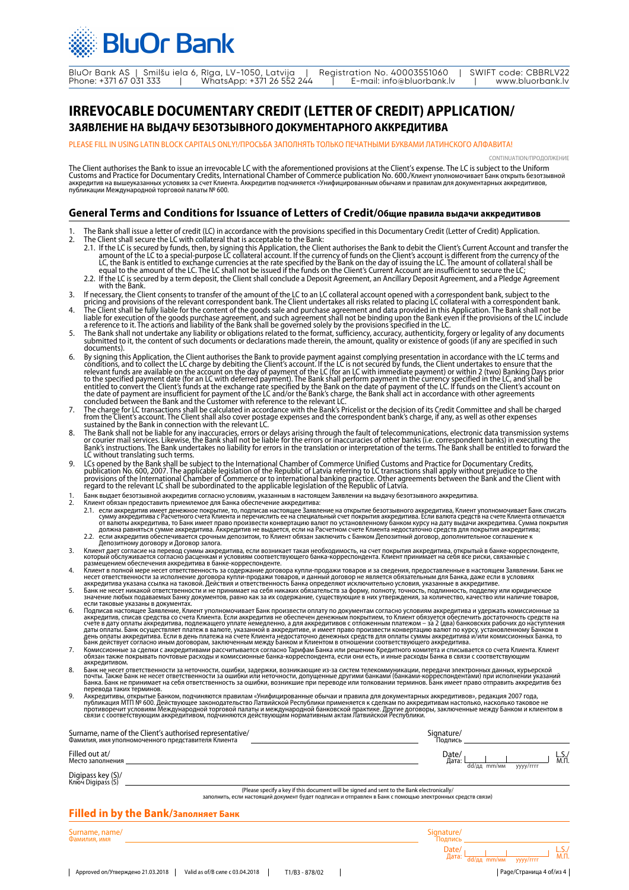BluOr Bank

BluOr Bank AS | Smilšu iela 6, Rīga, LV-1050, Latvija | Registration No. 40003551060 | SWIFT code: CBBRLV22
Phone: +371 67 031 333 | WhatsApp: +371 26 552 244 | E-mail: info@bluorbank.lv | www.bluorbank.lv

# IRREVOCABLE DOCUMENTARY CREDIT (LETTER OF CREDIT) APPLICATION/
## ЗАЯВЛЕНИЕ НА ВЫДАЧУ БЕЗОТЗЫВНОГО ДОКУМЕНТАРНОГО АККРЕДИТИВА

PLEASE FILL IN USING LATIN BLOCK CAPITALS ONLY!/ПРОСЬБА ЗАПОЛНЯТЬ ТОЛЬКО ПЕЧАТНЫМИ БУКВАМИ ЛАТИНСКОГО АЛФАВИТА!

CONTINUATION/ПРОДОЛЖЕНИЕ

The Client authorises the Bank to issue an irrevocable LC with the aforementioned provisions at the Client's expense. The LC is subject to the Uniform Customs and Practice for Documentary Credits, International Chamber of Commerce publication No. 600./Клиент уполномочивает Банк открыть безотзывной аккредитив на вышеуказанных условиях за счет Клиента. Аккредитив подчиняется «Унифицированным обычаям и правилам для документарных аккредитивов, публикации Международной торговой палаты № 600.

## General Terms and Conditions for Issuance of Letters of Credit/Общие правила выдачи аккредитивов

1. The Bank shall issue a letter of credit (LC) in accordance with the provisions specified in this Documentary Credit (Letter of Credit) Application.
2. The Client shall secure the LC with collateral that is acceptable to the Bank:
   2.1. If the LC is secured by funds, then, by signing this Application, the Client authorises the Bank to debit the Client's Current Account and transfer the amount of the LC to a special-purpose LC collateral account. If the currency of funds on the Client's account is different from the currency of the LC, the Bank is entitled to exchange currencies at the rate specified by the Bank on the day of issuing the LC. The amount of collateral shall be equal to the amount of the LC. The LC shall not be issued if the funds on the Client's Current Account are insufficient to secure the LC;
   2.2. If the LC is secured by a term deposit, the Client shall conclude a Deposit Agreement, an Ancillary Deposit Agreement, and a Pledge Agreement with the Bank.
3. If necessary, the Client consents to transfer of the amount of the LC to an LC collateral account opened with a correspondent bank, subject to the pricing and provisions of the relevant correspondent bank. The Client undertakes all risks related to placing LC collateral with a correspondent bank.
4. The Client shall be fully liable for the content of the goods sale and purchase agreement and data provided in this Application. The Bank shall not be liable for execution of the goods purchase agreement, and such agreement shall not be binding upon the Bank even if the provisions of the LC include a reference to it. The actions and liability of the Bank shall be governed solely by the provisions specified in the LC.
5. The Bank shall not undertake any liability or obligations related to the format, sufficiency, accuracy, authenticity, forgery or legality of any documents submitted to it, the content of such documents or declarations made therein, the amount, quality or existence of goods (if any are specified in such documents).
6. By signing this Application, the Client authorises the Bank to provide payment against complying presentation in accordance with the LC terms and conditions, and to collect the LC charge by debiting the Client's account. If the LC is not secured by funds, the Client undertakes to ensure that the relevant funds are available on the account on the day of payment of the LC (for an LC with immediate payment) or within 2 (two) Banking Days prior to the specified payment date (for an LC with deferred payment). The Bank shall perform payment in the currency specified in the LC, and shall be entitled to convert the Client's funds at the exchange rate specified by the Bank on the date of payment of the LC. If funds on the Client's account on the date of payment are insufficient for payment of the LC and/or the Bank's charge, the Bank shall act in accordance with other agreements concluded between the Bank and the Customer with reference to the relevant LC.
7. The charge for LC transactions shall be calculated in accordance with the Bank's Pricelist or the decision of its Credit Committee and shall be charged from the Client's account. The Client shall also cover postage expenses and the correspondent bank's charge, if any, as well as other expenses sustained by the Bank in connection with the relevant LC.
8. The Bank shall not be liable for any inaccuracies, errors or delays arising through the fault of telecommunications, electronic data transmission systems or courier mail services. Likewise, the Bank shall not be liable for the errors or inaccuracies of other banks (i.e. correspondent banks) in executing the Bank's instructions. The Bank undertakes no liability for errors in the translation or interpretation of the terms. The Bank shall be entitled to forward the LC without translating such terms.
9. LCs opened by the Bank shall be subject to the International Chamber of Commerce Unified Customs and Practice for Documentary Credits, publication No. 600, 2007. The applicable legislation of the Republic of Latvia referring to LC transactions shall apply without prejudice to the provisions of the International Chamber of Commerce or to international banking practice. Other agreements between the Bank and the Client with regard to the relevant LC shall be subordinated to the applicable legislation of the Republic of Latvia.

1. Банк выдает безотзывной аккредитив согласно условиям, указанным в настоящем Заявлении на выдачу безотзывного аккредитива.
2. Клиент обязан предоставить приемлемое для Банка обеспечение аккредитива:
   2.1. если аккредитив имеет денежное покрытие, то, подписав настоящее Заявление на открытие безотзывного аккредитива, Клиент уполномочивает Банк списать сумму аккредитива с Расчетного счета Клиента и перечислить ее на специальный счет покрытия аккредитива. Если валюта средств на счете Клиента отличается от валюты аккредитива, то Банк имеет право произвести конвертацию валют по установленному банком курсу на дату выдачи аккредитива. Сумма покрытия должна равняться сумме аккредитива. Аккредитив не выдается, если на Расчетном счете Клиента недостаточно средств для покрытия аккредитива;
   2.2. если аккредитив обеспечивается срочным депозитом, то Клиент обязан заключить с Банком Депозитный договор, дополнительное соглашение к Депозитному договору и Договор залога.
3. Клиент дает согласие на перевод суммы аккредитива, если возникает такая необходимость, на счет покрытия аккредитива, открытый в банке-корреспонденте, который обслуживается согласно расценкам и условиям соответствующего банка-корреспондента. Клиент принимает на себя все риски, связанные с размещением обеспечения аккредитива в банке-корреспонденте.
4. Клиент в полной мере несет ответственность за содержание договора купли-продажи товаров и за сведения, предоставленные в настоящем Заявлении. Банк не несет ответственности за исполнение договора купли-продажи товаров, и данный договор не является обязательным для Банка, даже если в условиях аккредитива указана ссылка на таковой. Действия и ответственность Банка определяют исключительно условия, указанные в аккредитиве.
5. Банк не несет никакой ответственности и не принимает на себя никаких обязательств за форму, полноту, точность, подлинность, подделку или юридическое значение любых подаваемых Банку документов, равно как за их содержание, существующие в них утверждения, за количество, качество или наличие товаров, если таковые указаны в документах.
6. Подписав настоящее Заявление, Клиент уполномочивает Банк произвести оплату по документам согласно условиям аккредитива и удержать комиссионные за аккредитив, списав средства со счета Клиента. Если аккредитив не обеспечен денежным покрытием, то Клиент обязуется обеспечить достаточность средств на счете в дату оплаты аккредитива, подлежащего уплате немедленно, а для аккредитивов с отложенным платежом – за 2 (два) банковских рабочих до наступления даты оплаты. Банк осуществляет платеж в валюте, указанной в аккредитиве, и имеет право произвести конвертацию валют по курсу, установленному Банком в день оплаты аккредитива. Если в день платежа на счете Клиента недостаточно денежных средств для оплаты суммы аккредитива и/или комиссионных Банка, то Банк действует согласно иным договорам, заключенным между Банком и Клиентом в отношении соответствующего аккредитива.
7. Комиссионные за сделки с аккредитивами рассчитывается согласно Тарифам Банка или решению Кредитного комитета и списывается со счета Клиента. Клиент обязан также покрывать почтовые расходы и комиссионные банка-корреспондента, если они есть, и иные расходы Банка в связи с соответствующим аккредитивом.
8. Банк не несет ответственности за неточности, ошибки, задержки, возникающие из-за систем телекоммуникации, передачи электронных данных, курьерской почты. Также Банк не несет ответственности за ошибки или неточности, допущенные другими банками (банками-корреспондентами) при исполнении указаний Банка. Банк не принимает на себя ответственность за ошибки, возникшие при переводе или толковании терминов. Банк имеет право отправить аккредитив без перевода таких терминов.
9. Аккредитивы, открытые Банком, подчиняются правилам «Унифицированные обычаи и правила для документарных аккредитивов», редакция 2007 года, публикация МТП № 600. Действующее законодательство Латвийской Республики применяется к сделкам по аккредитивам настолько, насколько таковое не противоречит условиям Международной торговой палаты и международной банковской практике. Другие договоры, заключенные между Банком и клиентом в связи с соответствующим аккредитивом, подчиняются действующим нормативным актам Латвийской Республики.

Surname, name of the Client's authorised representative/ Фамилия, имя уполномоченного представителя Клиента ______________________

Signature/ Подпись ______________________

Filled out at/ Место заполнения ______________________

Date/ Дата: dd/дд mm/мм yyyy/гггг L.S./ М.П.

Digipass key (S)/ Ключ Digipass (S) ______________________

(Please specify a key if this document will be signed and sent to the Bank electronically/ заполнить, если настоящий документ будет подписан и отправлен в Банк с помощью электронных средств связи)

## Filled in by the Bank/Заполняет Банк

Surname, name/ Фамилия, имя ______________________

Signature/ Подпись ______________________

Date/ Дата: dd/дд mm/мм yyyy/гггг L.S./ М.П.

Approved on/Утверждено 21.03.2018 | Valid as of/В силе с 03.04.2018 | T1/B3 - 878/02